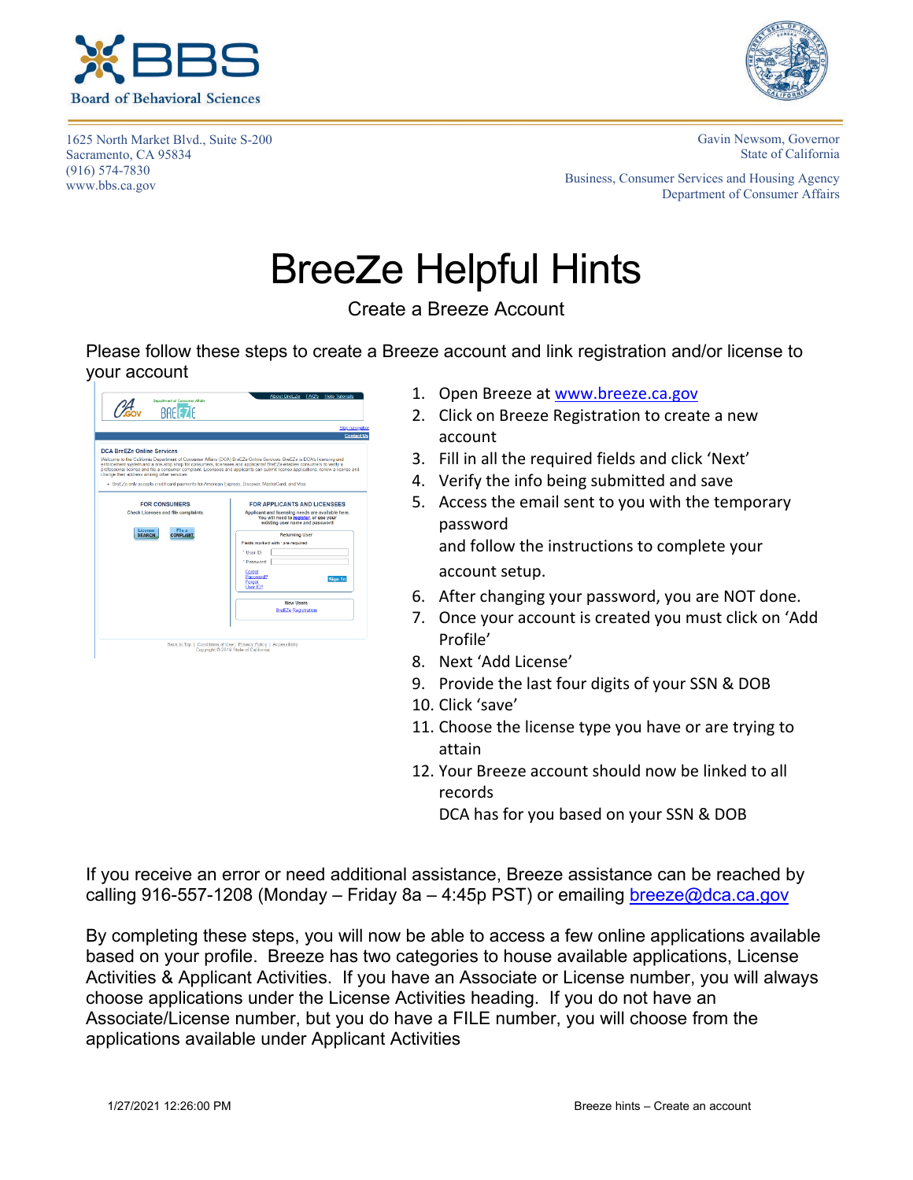BBS Board of Behavioral Sciences

1625 North Market Blvd., Suite S-200
Sacramento, CA 95834
(916) 574-7830
www.bbs.ca.gov

Gavin Newsom, Governor
State of California

Business, Consumer Services and Housing Agency
Department of Consumer Affairs

# BreeZe Helpful Hints

## Create a Breeze Account

Please follow these steps to create a Breeze account and link registration and/or license to your account

1. Open Breeze at [www.breeze.ca.gov](http://www.breeze.ca.gov)
2. Click on Breeze Registration to create a new account
3. Fill in all the required fields and click 'Next'
4. Verify the info being submitted and save
5. Access the email sent to you with the temporary password
   and follow the instructions to complete your account setup.
6. After changing your password, you are NOT done.
7. Once your account is created you must click on 'Add Profile'
8. Next 'Add License'
9. Provide the last four digits of your SSN & DOB
10. Click 'save'
11. Choose the license type you have or are trying to attain
12. Your Breeze account should now be linked to all records
    DCA has for you based on your SSN & DOB

If you receive an error or need additional assistance, Breeze assistance can be reached by calling 916-557-1208 (Monday – Friday 8a – 4:45p PST) or emailing [breeze@dca.ca.gov](mailto:breeze@dca.ca.gov)

By completing these steps, you will now be able to access a few online applications available based on your profile. Breeze has two categories to house available applications, License Activities & Applicant Activities. If you have an Associate or License number, you will always choose applications under the License Activities heading. If you do not have an Associate/License number, but you do have a FILE number, you will choose from the applications available under Applicant Activities

1/27/2021 12:26:00 PM

Breeze hints – Create an account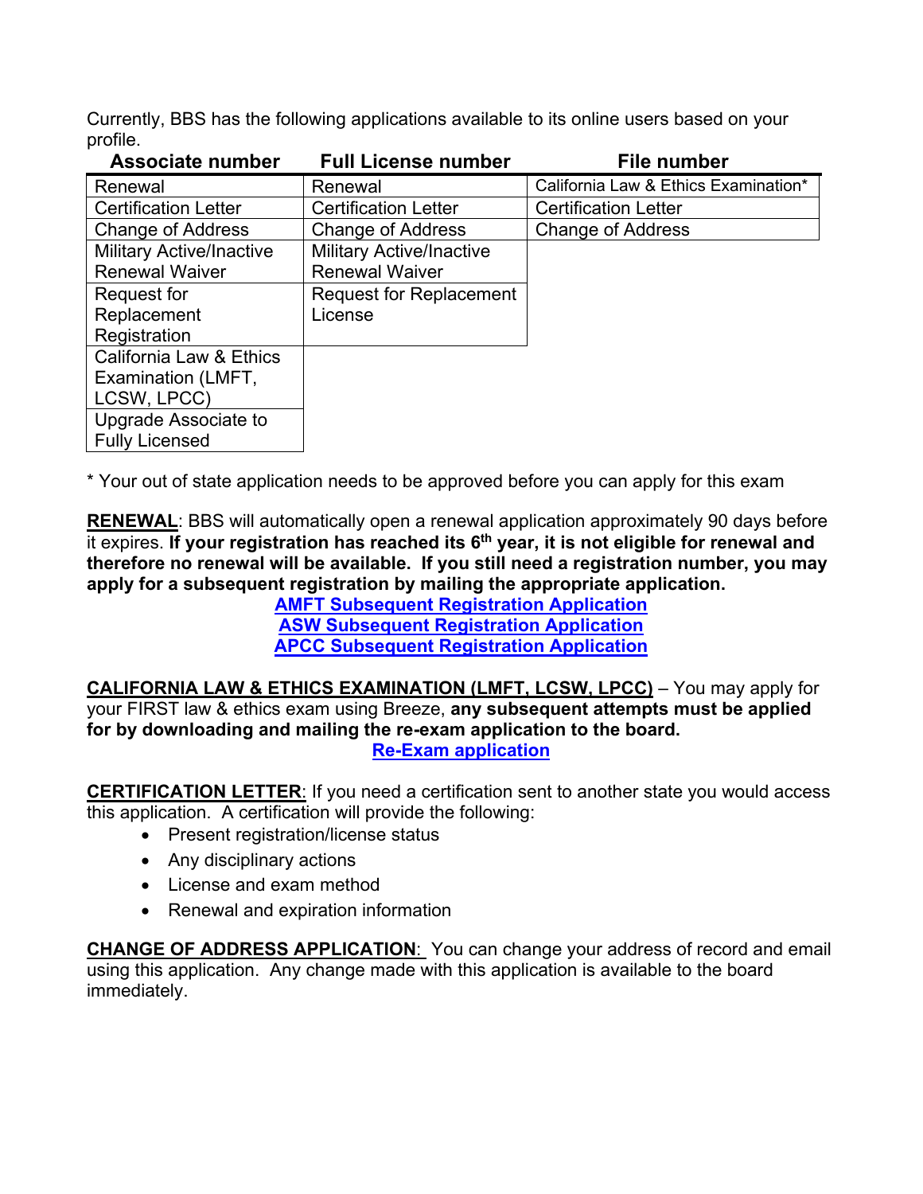Currently, BBS has the following applications available to its online users based on your profile.

| Associate number | Full License number | File number |
| --- | --- | --- |
| Renewal | Renewal | California Law & Ethics Examination* |
| Certification Letter | Certification Letter | Certification Letter |
| Change of Address | Change of Address | Change of Address |
| Military Active/Inactive Renewal Waiver | Military Active/Inactive Renewal Waiver | |
| Request for Replacement Registration | Request for Replacement License | |
| California Law & Ethics Examination (LMFT, LCSW, LPCC) | | |
| Upgrade Associate to Fully Licensed | | |

* Your out of state application needs to be approved before you can apply for this exam

**RENEWAL**: BBS will automatically open a renewal application approximately 90 days before it expires. **If your registration has reached its 6th year, it is not eligible for renewal and therefore no renewal will be available. If you still need a registration number, you may apply for a subsequent registration by mailing the appropriate application.**

**AMFT Subsequent Registration Application**
**ASW Subsequent Registration Application**
**APCC Subsequent Registration Application**

**CALIFORNIA LAW & ETHICS EXAMINATION (LMFT, LCSW, LPCC)** – You may apply for your FIRST law & ethics exam using Breeze, **any subsequent attempts must be applied for by downloading and mailing the re-exam application to the board.**

**Re-Exam application**

**CERTIFICATION LETTER**: If you need a certification sent to another state you would access this application. A certification will provide the following:

- Present registration/license status
- Any disciplinary actions
- License and exam method
- Renewal and expiration information

**CHANGE OF ADDRESS APPLICATION**: You can change your address of record and email using this application. Any change made with this application is available to the board immediately.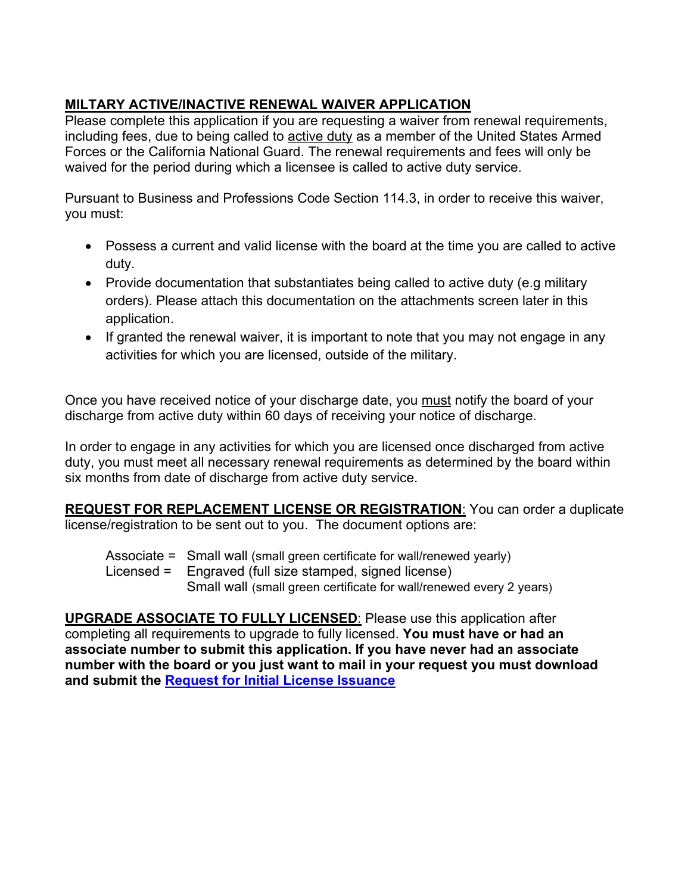**MILTARY ACTIVE/INACTIVE RENEWAL WAIVER APPLICATION**

Please complete this application if you are requesting a waiver from renewal requirements, including fees, due to being called to active duty as a member of the United States Armed Forces or the California National Guard. The renewal requirements and fees will only be waived for the period during which a licensee is called to active duty service.

Pursuant to Business and Professions Code Section 114.3, in order to receive this waiver, you must:

- Possess a current and valid license with the board at the time you are called to active duty.
- Provide documentation that substantiates being called to active duty (e.g military orders). Please attach this documentation on the attachments screen later in this application.
- If granted the renewal waiver, it is important to note that you may not engage in any activities for which you are licensed, outside of the military.

Once you have received notice of your discharge date, you must notify the board of your discharge from active duty within 60 days of receiving your notice of discharge.

In order to engage in any activities for which you are licensed once discharged from active duty, you must meet all necessary renewal requirements as determined by the board within six months from date of discharge from active duty service.

**REQUEST FOR REPLACEMENT LICENSE OR REGISTRATION**: You can order a duplicate license/registration to be sent out to you. The document options are:

Associate = Small wall (small green certificate for wall/renewed yearly)
Licensed = Engraved (full size stamped, signed license)
Small wall (small green certificate for wall/renewed every 2 years)

**UPGRADE ASSOCIATE TO FULLY LICENSED**: Please use this application after completing all requirements to upgrade to fully licensed. **You must have or had an associate number to submit this application. If you have never had an associate number with the board or you just want to mail in your request you must download and submit the Request for Initial License Issuance**